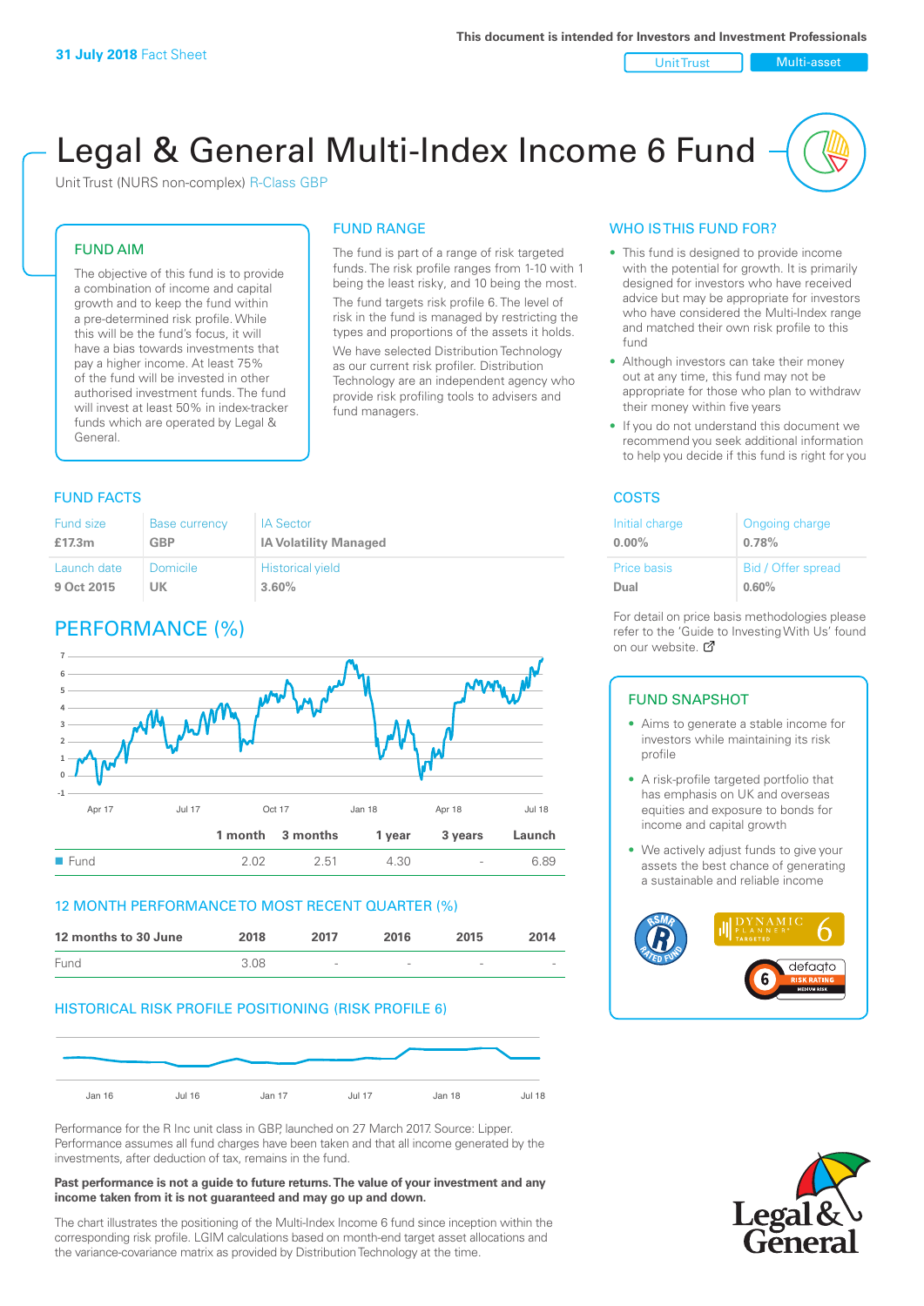This document is intended for Investors and Investment Professionals

31 July 2018 Fact Sheet

Unit Trust | Multi-asset

# Legal & General Multi-Index Income 6 Fund

Unit Trust (NURS non-complex) R-Class GBP

## FUND AIM

The objective of this fund is to provide a combination of income and capital growth and to keep the fund within a pre-determined risk profile. While this will be the fund's focus, it will have a bias towards investments that pay a higher income. At least 75% of the fund will be invested in other authorised investment funds. The fund will invest at least 50% in index-tracker funds which are operated by Legal & General.

## FUND RANGE

The fund is part of a range of risk targeted funds. The risk profile ranges from 1-10 with 1 being the least risky, and 10 being the most.

The fund targets risk profile 6. The level of risk in the fund is managed by restricting the types and proportions of the assets it holds.

We have selected Distribution Technology as our current risk profiler. Distribution Technology are an independent agency who provide risk profiling tools to advisers and fund managers.

## WHO IS THIS FUND FOR?

- This fund is designed to provide income with the potential for growth. It is primarily designed for investors who have received advice but may be appropriate for investors who have considered the Multi-Index range and matched their own risk profile to this fund
- Although investors can take their money out at any time, this fund may not be appropriate for those who plan to withdraw their money within five years
- If you do not understand this document we recommend you seek additional information to help you decide if this fund is right for you

## FUND FACTS

| Fund size | Base currency | IA Sector |
|---|---|---|
| £17.3m | GBP | IA Volatility Managed |
| **Launch date** | **Domicile** | **Historical yield** |
| 9 Oct 2015 | UK | 3.60% |

## COSTS

| Initial charge | Ongoing charge |
|---|---|
| 0.00% | 0.78% |
| **Price basis** | **Bid / Offer spread** |
| Dual | 0.60% |

For detail on price basis methodologies please refer to the 'Guide to Investing With Us' found on our website.

## PERFORMANCE (%)

| | 1 month | 3 months | 1 year | 3 years | Launch |
|---|---|---|---|---|---|
| Fund | 2.02 | 2.51 | 4.30 | - | 6.89 |

## 12 MONTH PERFORMANCE TO MOST RECENT QUARTER (%)

| 12 months to 30 June | 2018 | 2017 | 2016 | 2015 | 2014 |
|---|---|---|---|---|---|
| Fund | 3.08 | - | - | - | - |

## HISTORICAL RISK PROFILE POSITIONING (RISK PROFILE 6)

Performance for the R Inc unit class in GBP, launched on 27 March 2017. Source: Lipper. Performance assumes all fund charges have been taken and that all income generated by the investments, after deduction of tax, remains in the fund.

**Past performance is not a guide to future returns. The value of your investment and any income taken from it is not guaranteed and may go up and down.**

The chart illustrates the positioning of the Multi-Index Income 6 fund since inception within the corresponding risk profile. LGIM calculations based on month-end target asset allocations and the variance-covariance matrix as provided by Distribution Technology at the time.

## FUND SNAPSHOT

- Aims to generate a stable income for investors while maintaining its risk profile
- A risk-profile targeted portfolio that has emphasis on UK and overseas equities and exposure to bonds for income and capital growth
- We actively adjust funds to give your assets the best chance of generating a sustainable and reliable income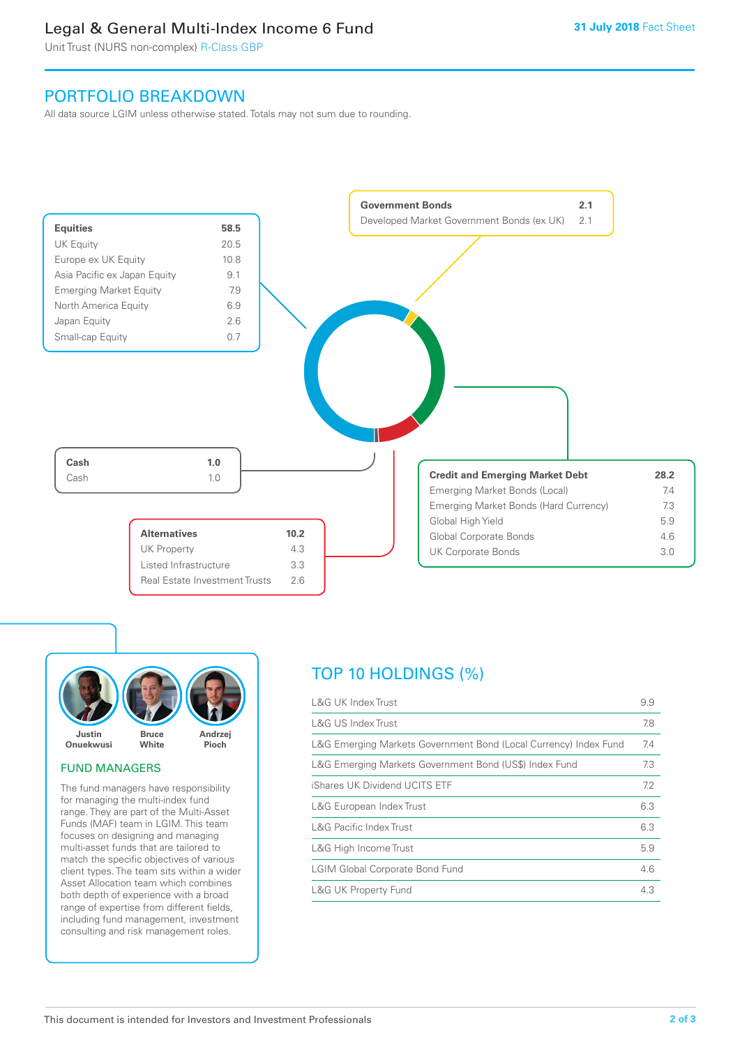# Legal & General Multi-Index Income 6 Fund

Unit Trust (NURS non-complex) R-Class GBP

**31 July 2018** Fact Sheet

## PORTFOLIO BREAKDOWN

All data source LGIM unless otherwise stated. Totals may not sum due to rounding.

| Equities | 58.5 |
|---|---|
| UK Equity | 20.5 |
| Europe ex UK Equity | 10.8 |
| Asia Pacific ex Japan Equity | 9.1 |
| Emerging Market Equity | 7.9 |
| North America Equity | 6.9 |
| Japan Equity | 2.6 |
| Small-cap Equity | 0.7 |

| Government Bonds | 2.1 |
|---|---|
| Developed Market Government Bonds (ex UK) | 2.1 |

| Credit and Emerging Market Debt | 28.2 |
|---|---|
| Emerging Market Bonds (Local) | 7.4 |
| Emerging Market Bonds (Hard Currency) | 7.3 |
| Global High Yield | 5.9 |
| Global Corporate Bonds | 4.6 |
| UK Corporate Bonds | 3.0 |

| Alternatives | 10.2 |
|---|---|
| UK Property | 4.3 |
| Listed Infrastructure | 3.3 |
| Real Estate Investment Trusts | 2.6 |

| Cash | 1.0 |
|---|---|
| Cash | 1.0 |

Justin Onuekwusi, Bruce White, Andrzej Pioch

### FUND MANAGERS

The fund managers have responsibility for managing the multi-index fund range. They are part of the Multi-Asset Funds (MAF) team in LGIM. This team focuses on designing and managing multi-asset funds that are tailored to match the specific objectives of various client types. The team sits within a wider Asset Allocation team which combines both depth of experience with a broad range of expertise from different fields, including fund management, investment consulting and risk management roles.

## TOP 10 HOLDINGS (%)

| Holding | % |
|---|---|
| L&G UK Index Trust | 9.9 |
| L&G US Index Trust | 7.8 |
| L&G Emerging Markets Government Bond (Local Currency) Index Fund | 7.4 |
| L&G Emerging Markets Government Bond (US$) Index Fund | 7.3 |
| iShares UK Dividend UCITS ETF | 7.2 |
| L&G European Index Trust | 6.3 |
| L&G Pacific Index Trust | 6.3 |
| L&G High Income Trust | 5.9 |
| LGIM Global Corporate Bond Fund | 4.6 |
| L&G UK Property Fund | 4.3 |

This document is intended for Investors and Investment Professionals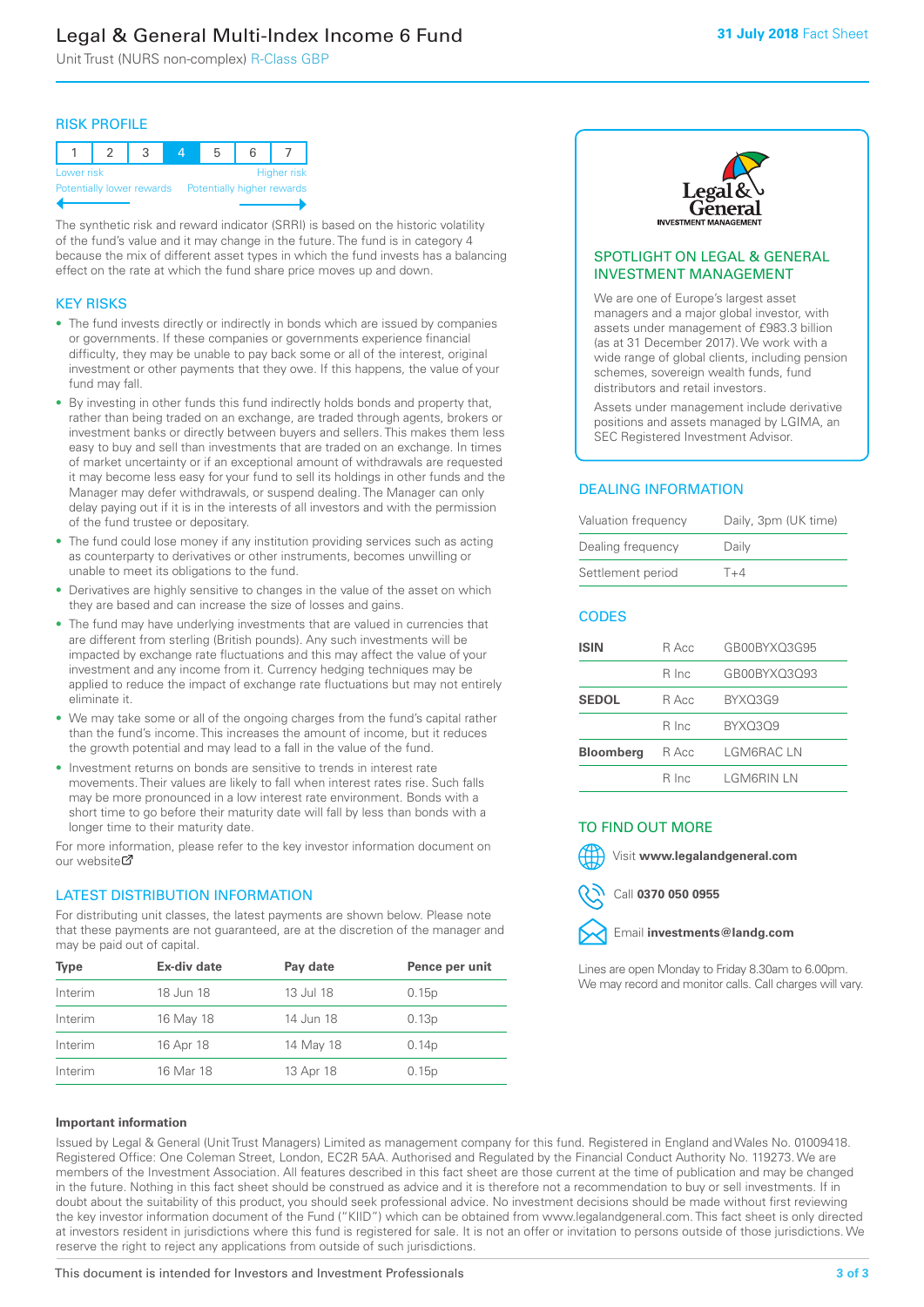# Legal & General Multi-Index Income 6 Fund

Unit Trust (NURS non-complex) R-Class GBP

**31 July 2018** Fact Sheet

## RISK PROFILE

| 1 | 2 | 3 | 4 | 5 | 6 | 7 |
|---|---|---|---|---|---|---|

Lower risk — Higher risk

Potentially lower rewards — Potentially higher rewards

The synthetic risk and reward indicator (SRRI) is based on the historic volatility of the fund's value and it may change in the future. The fund is in category 4 because the mix of different asset types in which the fund invests has a balancing effect on the rate at which the fund share price moves up and down.

## KEY RISKS

- The fund invests directly or indirectly in bonds which are issued by companies or governments. If these companies or governments experience financial difficulty, they may be unable to pay back some or all of the interest, original investment or other payments that they owe. If this happens, the value of your fund may fall.
- By investing in other funds this fund indirectly holds bonds and property that, rather than being traded on an exchange, are traded through agents, brokers or investment banks or directly between buyers and sellers. This makes them less easy to buy and sell than investments that are traded on an exchange. In times of market uncertainty or if an exceptional amount of withdrawals are requested it may become less easy for your fund to sell its holdings in other funds and the Manager may defer withdrawals, or suspend dealing. The Manager can only delay paying out if it is in the interests of all investors and with the permission of the fund trustee or depositary.
- The fund could lose money if any institution providing services such as acting as counterparty to derivatives or other instruments, becomes unwilling or unable to meet its obligations to the fund.
- Derivatives are highly sensitive to changes in the value of the asset on which they are based and can increase the size of losses and gains.
- The fund may have underlying investments that are valued in currencies that are different from sterling (British pounds). Any such investments will be impacted by exchange rate fluctuations and this may affect the value of your investment and any income from it. Currency hedging techniques may be applied to reduce the impact of exchange rate fluctuations but may not entirely eliminate it.
- We may take some or all of the ongoing charges from the fund's capital rather than the fund's income. This increases the amount of income, but it reduces the growth potential and may lead to a fall in the value of the fund.
- Investment returns on bonds are sensitive to trends in interest rate movements. Their values are likely to fall when interest rates rise. Such falls may be more pronounced in a low interest rate environment. Bonds with a short time to go before their maturity date will fall by less than bonds with a longer time to their maturity date.

For more information, please refer to the key investor information document on our website

## LATEST DISTRIBUTION INFORMATION

For distributing unit classes, the latest payments are shown below. Please note that these payments are not guaranteed, are at the discretion of the manager and may be paid out of capital.

| Type | Ex-div date | Pay date | Pence per unit |
|---|---|---|---|
| Interim | 18 Jun 18 | 13 Jul 18 | 0.15p |
| Interim | 16 May 18 | 14 Jun 18 | 0.13p |
| Interim | 16 Apr 18 | 14 May 18 | 0.14p |
| Interim | 16 Mar 18 | 13 Apr 18 | 0.15p |

## SPOTLIGHT ON LEGAL & GENERAL INVESTMENT MANAGEMENT

We are one of Europe's largest asset managers and a major global investor, with assets under management of £983.3 billion (as at 31 December 2017). We work with a wide range of global clients, including pension schemes, sovereign wealth funds, fund distributors and retail investors.

Assets under management include derivative positions and assets managed by LGIMA, an SEC Registered Investment Advisor.

## DEALING INFORMATION

| | |
|---|---|
| Valuation frequency | Daily, 3pm (UK time) |
| Dealing frequency | Daily |
| Settlement period | T+4 |

## CODES

| | | |
|---|---|---|
| **ISIN** | R Acc | GB00BYXQ3G95 |
| | R Inc | GB00BYXQ3Q93 |
| **SEDOL** | R Acc | BYXQ3G9 |
| | R Inc | BYXQ3Q9 |
| **Bloomberg** | R Acc | LGM6RAC LN |
| | R Inc | LGM6RIN LN |

## TO FIND OUT MORE

Visit **www.legalandgeneral.com**

Call **0370 050 0955**

Email **investments@landg.com**

Lines are open Monday to Friday 8.30am to 6.00pm. We may record and monitor calls. Call charges will vary.

**Important information**

Issued by Legal & General (Unit Trust Managers) Limited as management company for this fund. Registered in England and Wales No. 01009418. Registered Office: One Coleman Street, London, EC2R 5AA. Authorised and Regulated by the Financial Conduct Authority No. 119273. We are members of the Investment Association. All features described in this fact sheet are those current at the time of publication and may be changed in the future. Nothing in this fact sheet should be construed as advice and it is therefore not a recommendation to buy or sell investments. If in doubt about the suitability of this product, you should seek professional advice. No investment decisions should be made without first reviewing the key investor information document of the Fund ("KIID") which can be obtained from www.legalandgeneral.com. This fact sheet is only directed at investors resident in jurisdictions where this fund is registered for sale. It is not an offer or invitation to persons outside of those jurisdictions. We reserve the right to reject any applications from outside of such jurisdictions.

This document is intended for Investors and Investment Professionals